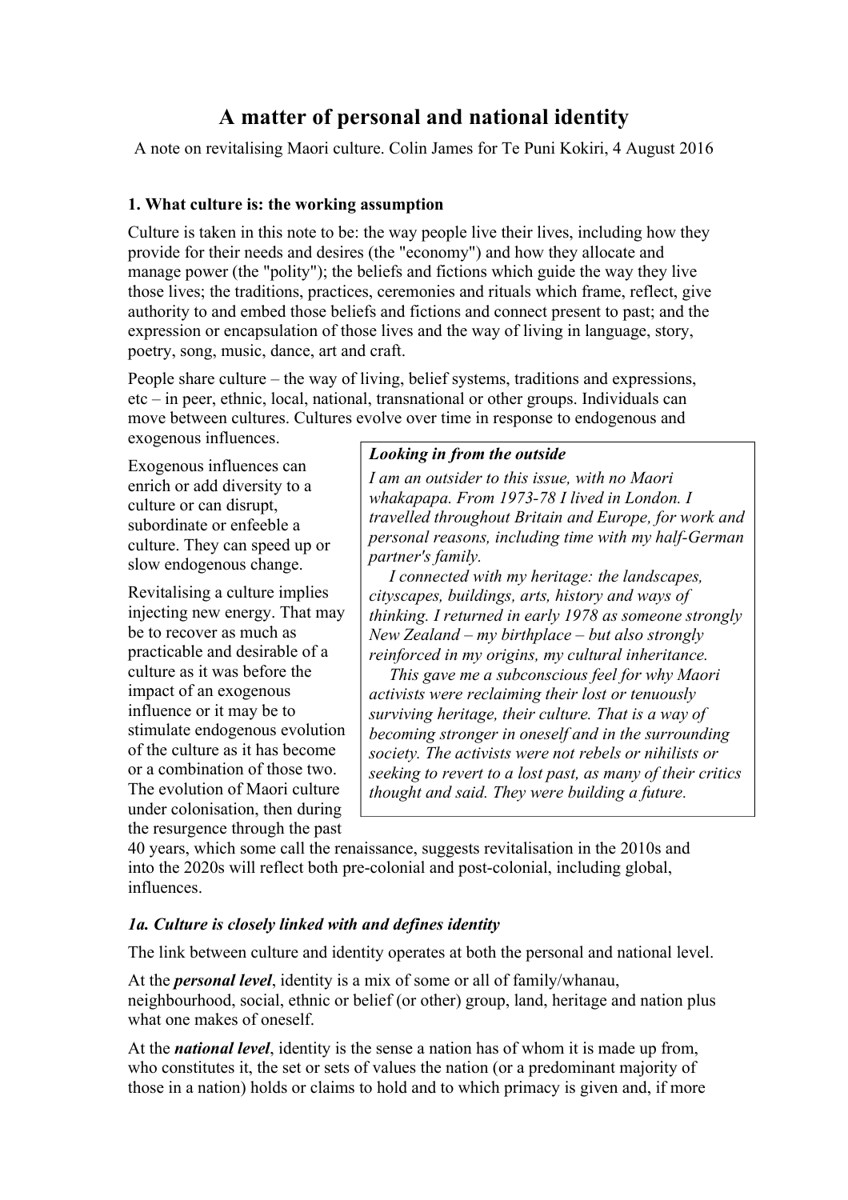# A matter of personal and national identity

A note on revitalising Maori culture. Colin James for Te Puni Kokiri, 4 August 2016

### 1. What culture is: the working assumption

Culture is taken in this note to be: the way people live their lives, including how they provide for their needs and desires (the "economy") and how they allocate and manage power (the "polity"); the beliefs and fictions which guide the way they live those lives; the traditions, practices, ceremonies and rituals which frame, reflect, give authority to and embed those beliefs and fictions and connect present to past; and the expression or encapsulation of those lives and the way of living in language, story, poetry, song, music, dance, art and craft.

People share culture – the way of living, belief systems, traditions and expressions, etc – in peer, ethnic, local, national, transnational or other groups. Individuals can move between cultures. Cultures evolve over time in response to endogenous and exogenous influences.

Exogenous influences can enrich or add diversity to a culture or can disrupt, subordinate or enfeeble a culture. They can speed up or slow endogenous change.

Revitalising a culture implies injecting new energy. That may be to recover as much as practicable and desirable of a culture as it was before the impact of an exogenous influence or it may be to stimulate endogenous evolution of the culture as it has become or a combination of those two. The evolution of Maori culture under colonisation, then during the resurgence through the past 40 years, which some call the renaissance, suggests revitalisation in the 2010s and into the 2020s will reflect both pre-colonial and post-colonial, including global, influences.

> ***Looking in from the outside***
>
> *I am an outsider to this issue, with no Maori whakapapa. From 1973-78 I lived in London. I travelled throughout Britain and Europe, for work and personal reasons, including time with my half-German partner's family.*
>
> *I connected with my heritage: the landscapes, cityscapes, buildings, arts, history and ways of thinking. I returned in early 1978 as someone strongly New Zealand – my birthplace – but also strongly reinforced in my origins, my cultural inheritance.*
>
> *This gave me a subconscious feel for why Maori activists were reclaiming their lost or tenuously surviving heritage, their culture. That is a way of becoming stronger in oneself and in the surrounding society. The activists were not rebels or nihilists or seeking to revert to a lost past, as many of their critics thought and said. They were building a future.*

### *1a. Culture is closely linked with and defines identity*

The link between culture and identity operates at both the personal and national level.

At the ***personal level***, identity is a mix of some or all of family/whanau, neighbourhood, social, ethnic or belief (or other) group, land, heritage and nation plus what one makes of oneself.

At the ***national level***, identity is the sense a nation has of whom it is made up from, who constitutes it, the set or sets of values the nation (or a predominant majority of those in a nation) holds or claims to hold and to which primacy is given and, if more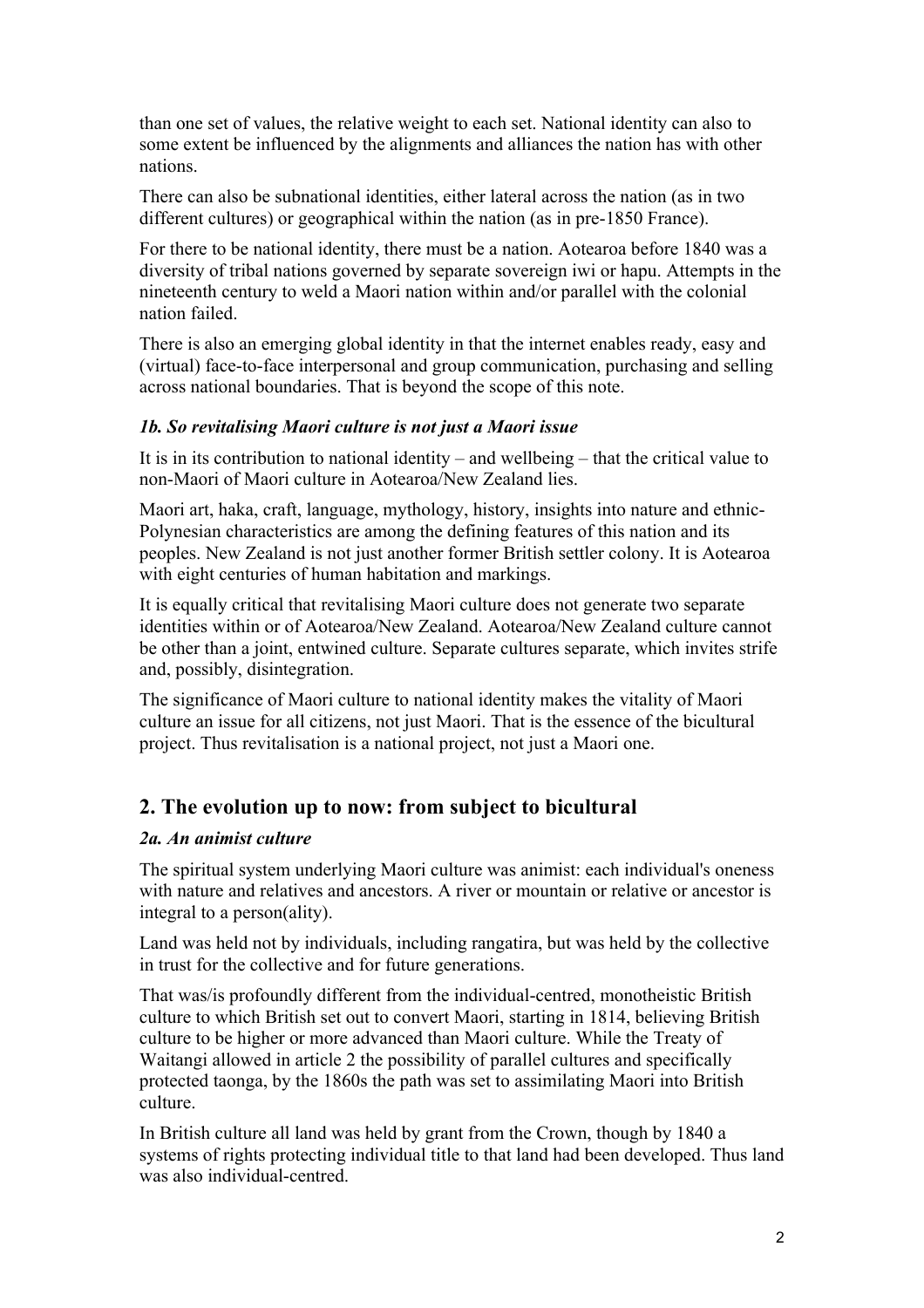than one set of values, the relative weight to each set. National identity can also to some extent be influenced by the alignments and alliances the nation has with other nations.

There can also be subnational identities, either lateral across the nation (as in two different cultures) or geographical within the nation (as in pre-1850 France).

For there to be national identity, there must be a nation. Aotearoa before 1840 was a diversity of tribal nations governed by separate sovereign iwi or hapu. Attempts in the nineteenth century to weld a Maori nation within and/or parallel with the colonial nation failed.

There is also an emerging global identity in that the internet enables ready, easy and (virtual) face-to-face interpersonal and group communication, purchasing and selling across national boundaries. That is beyond the scope of this note.

### *1b. So revitalising Maori culture is not just a Maori issue*

It is in its contribution to national identity – and wellbeing – that the critical value to non-Maori of Maori culture in Aotearoa/New Zealand lies.

Maori art, haka, craft, language, mythology, history, insights into nature and ethnic-Polynesian characteristics are among the defining features of this nation and its peoples. New Zealand is not just another former British settler colony. It is Aotearoa with eight centuries of human habitation and markings.

It is equally critical that revitalising Maori culture does not generate two separate identities within or of Aotearoa/New Zealand. Aotearoa/New Zealand culture cannot be other than a joint, entwined culture. Separate cultures separate, which invites strife and, possibly, disintegration.

The significance of Maori culture to national identity makes the vitality of Maori culture an issue for all citizens, not just Maori. That is the essence of the bicultural project. Thus revitalisation is a national project, not just a Maori one.

## 2. The evolution up to now: from subject to bicultural

### *2a. An animist culture*

The spiritual system underlying Maori culture was animist: each individual's oneness with nature and relatives and ancestors. A river or mountain or relative or ancestor is integral to a person(ality).

Land was held not by individuals, including rangatira, but was held by the collective in trust for the collective and for future generations.

That was/is profoundly different from the individual-centred, monotheistic British culture to which British set out to convert Maori, starting in 1814, believing British culture to be higher or more advanced than Maori culture. While the Treaty of Waitangi allowed in article 2 the possibility of parallel cultures and specifically protected taonga, by the 1860s the path was set to assimilating Maori into British culture.

In British culture all land was held by grant from the Crown, though by 1840 a systems of rights protecting individual title to that land had been developed. Thus land was also individual-centred.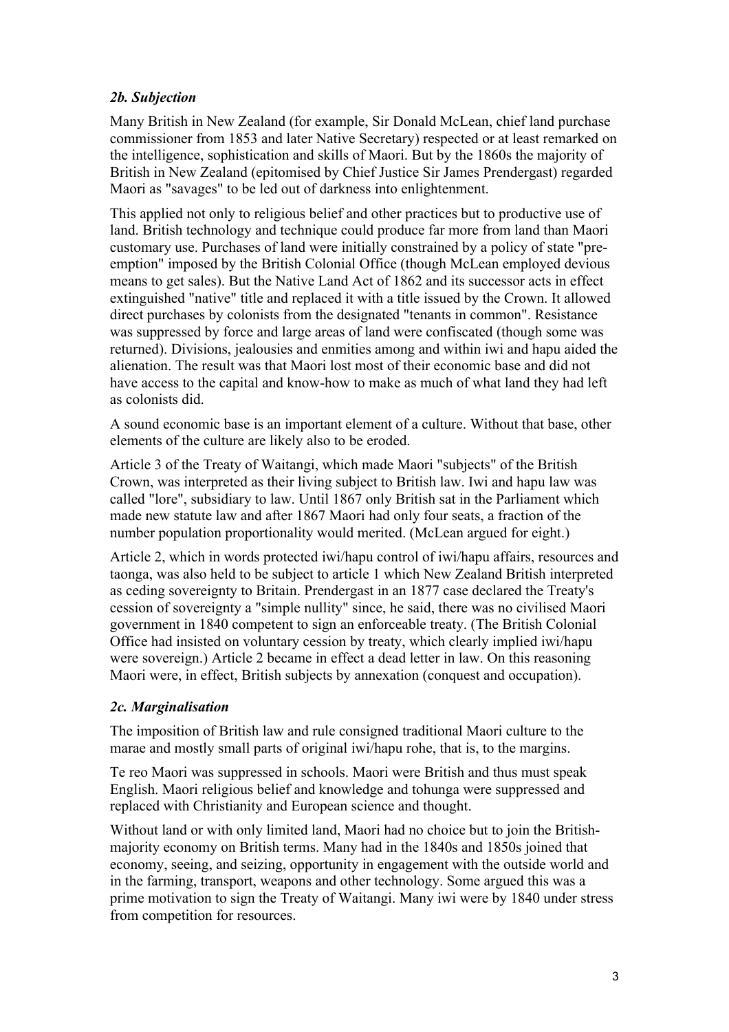### *2b. Subjection*

Many British in New Zealand (for example, Sir Donald McLean, chief land purchase commissioner from 1853 and later Native Secretary) respected or at least remarked on the intelligence, sophistication and skills of Maori. But by the 1860s the majority of British in New Zealand (epitomised by Chief Justice Sir James Prendergast) regarded Maori as "savages" to be led out of darkness into enlightenment.

This applied not only to religious belief and other practices but to productive use of land. British technology and technique could produce far more from land than Maori customary use. Purchases of land were initially constrained by a policy of state "pre-emption" imposed by the British Colonial Office (though McLean employed devious means to get sales). But the Native Land Act of 1862 and its successor acts in effect extinguished "native" title and replaced it with a title issued by the Crown. It allowed direct purchases by colonists from the designated "tenants in common". Resistance was suppressed by force and large areas of land were confiscated (though some was returned). Divisions, jealousies and enmities among and within iwi and hapu aided the alienation. The result was that Maori lost most of their economic base and did not have access to the capital and know-how to make as much of what land they had left as colonists did.

A sound economic base is an important element of a culture. Without that base, other elements of the culture are likely also to be eroded.

Article 3 of the Treaty of Waitangi, which made Maori "subjects" of the British Crown, was interpreted as their living subject to British law. Iwi and hapu law was called "lore", subsidiary to law. Until 1867 only British sat in the Parliament which made new statute law and after 1867 Maori had only four seats, a fraction of the number population proportionality would merited. (McLean argued for eight.)

Article 2, which in words protected iwi/hapu control of iwi/hapu affairs, resources and taonga, was also held to be subject to article 1 which New Zealand British interpreted as ceding sovereignty to Britain. Prendergast in an 1877 case declared the Treaty's cession of sovereignty a "simple nullity" since, he said, there was no civilised Maori government in 1840 competent to sign an enforceable treaty. (The British Colonial Office had insisted on voluntary cession by treaty, which clearly implied iwi/hapu were sovereign.) Article 2 became in effect a dead letter in law. On this reasoning Maori were, in effect, British subjects by annexation (conquest and occupation).

### *2c. Marginalisation*

The imposition of British law and rule consigned traditional Maori culture to the marae and mostly small parts of original iwi/hapu rohe, that is, to the margins.

Te reo Maori was suppressed in schools. Maori were British and thus must speak English. Maori religious belief and knowledge and tohunga were suppressed and replaced with Christianity and European science and thought.

Without land or with only limited land, Maori had no choice but to join the British-majority economy on British terms. Many had in the 1840s and 1850s joined that economy, seeing, and seizing, opportunity in engagement with the outside world and in the farming, transport, weapons and other technology. Some argued this was a prime motivation to sign the Treaty of Waitangi. Many iwi were by 1840 under stress from competition for resources.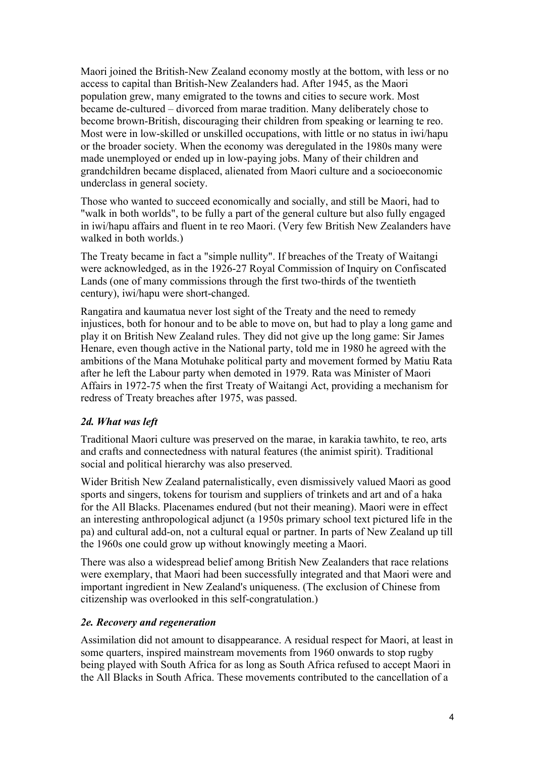Maori joined the British-New Zealand economy mostly at the bottom, with less or no access to capital than British-New Zealanders had. After 1945, as the Maori population grew, many emigrated to the towns and cities to secure work. Most became de-cultured – divorced from marae tradition. Many deliberately chose to become brown-British, discouraging their children from speaking or learning te reo. Most were in low-skilled or unskilled occupations, with little or no status in iwi/hapu or the broader society. When the economy was deregulated in the 1980s many were made unemployed or ended up in low-paying jobs. Many of their children and grandchildren became displaced, alienated from Maori culture and a socioeconomic underclass in general society.

Those who wanted to succeed economically and socially, and still be Maori, had to "walk in both worlds", to be fully a part of the general culture but also fully engaged in iwi/hapu affairs and fluent in te reo Maori. (Very few British New Zealanders have walked in both worlds.)

The Treaty became in fact a "simple nullity". If breaches of the Treaty of Waitangi were acknowledged, as in the 1926-27 Royal Commission of Inquiry on Confiscated Lands (one of many commissions through the first two-thirds of the twentieth century), iwi/hapu were short-changed.

Rangatira and kaumatua never lost sight of the Treaty and the need to remedy injustices, both for honour and to be able to move on, but had to play a long game and play it on British New Zealand rules. They did not give up the long game: Sir James Henare, even though active in the National party, told me in 1980 he agreed with the ambitions of the Mana Motuhake political party and movement formed by Matiu Rata after he left the Labour party when demoted in 1979. Rata was Minister of Maori Affairs in 1972-75 when the first Treaty of Waitangi Act, providing a mechanism for redress of Treaty breaches after 1975, was passed.

### *2d. What was left*

Traditional Maori culture was preserved on the marae, in karakia tawhito, te reo, arts and crafts and connectedness with natural features (the animist spirit). Traditional social and political hierarchy was also preserved.

Wider British New Zealand paternalistically, even dismissively valued Maori as good sports and singers, tokens for tourism and suppliers of trinkets and art and of a haka for the All Blacks. Placenames endured (but not their meaning). Maori were in effect an interesting anthropological adjunct (a 1950s primary school text pictured life in the pa) and cultural add-on, not a cultural equal or partner. In parts of New Zealand up till the 1960s one could grow up without knowingly meeting a Maori.

There was also a widespread belief among British New Zealanders that race relations were exemplary, that Maori had been successfully integrated and that Maori were and important ingredient in New Zealand's uniqueness. (The exclusion of Chinese from citizenship was overlooked in this self-congratulation.)

### *2e. Recovery and regeneration*

Assimilation did not amount to disappearance. A residual respect for Maori, at least in some quarters, inspired mainstream movements from 1960 onwards to stop rugby being played with South Africa for as long as South Africa refused to accept Maori in the All Blacks in South Africa. These movements contributed to the cancellation of a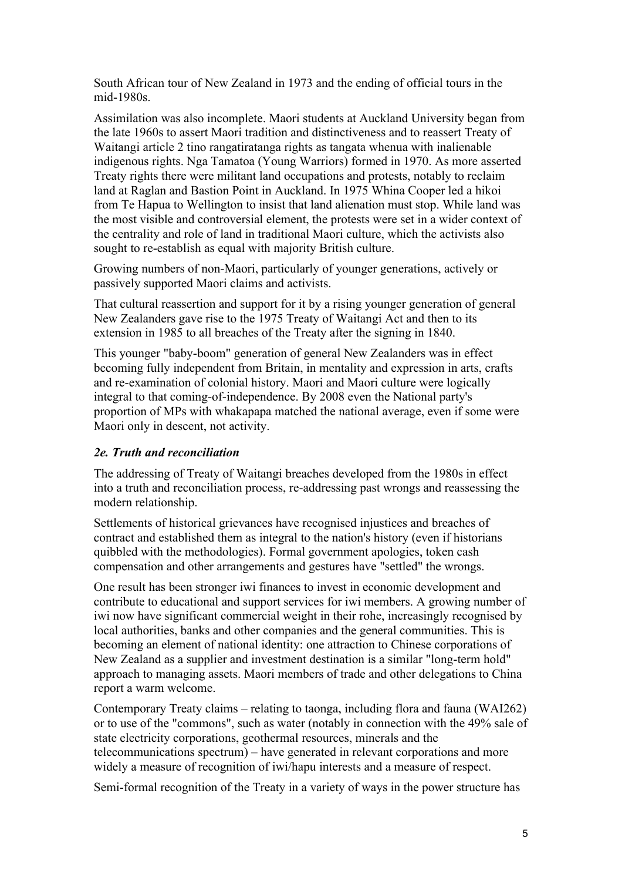South African tour of New Zealand in 1973 and the ending of official tours in the mid-1980s.

Assimilation was also incomplete. Maori students at Auckland University began from the late 1960s to assert Maori tradition and distinctiveness and to reassert Treaty of Waitangi article 2 tino rangatiratanga rights as tangata whenua with inalienable indigenous rights. Nga Tamatoa (Young Warriors) formed in 1970. As more asserted Treaty rights there were militant land occupations and protests, notably to reclaim land at Raglan and Bastion Point in Auckland. In 1975 Whina Cooper led a hikoi from Te Hapua to Wellington to insist that land alienation must stop. While land was the most visible and controversial element, the protests were set in a wider context of the centrality and role of land in traditional Maori culture, which the activists also sought to re-establish as equal with majority British culture.

Growing numbers of non-Maori, particularly of younger generations, actively or passively supported Maori claims and activists.

That cultural reassertion and support for it by a rising younger generation of general New Zealanders gave rise to the 1975 Treaty of Waitangi Act and then to its extension in 1985 to all breaches of the Treaty after the signing in 1840.

This younger "baby-boom" generation of general New Zealanders was in effect becoming fully independent from Britain, in mentality and expression in arts, crafts and re-examination of colonial history. Maori and Maori culture were logically integral to that coming-of-independence. By 2008 even the National party's proportion of MPs with whakapapa matched the national average, even if some were Maori only in descent, not activity.

### *2e. Truth and reconciliation*

The addressing of Treaty of Waitangi breaches developed from the 1980s in effect into a truth and reconciliation process, re-addressing past wrongs and reassessing the modern relationship.

Settlements of historical grievances have recognised injustices and breaches of contract and established them as integral to the nation's history (even if historians quibbled with the methodologies). Formal government apologies, token cash compensation and other arrangements and gestures have "settled" the wrongs.

One result has been stronger iwi finances to invest in economic development and contribute to educational and support services for iwi members. A growing number of iwi now have significant commercial weight in their rohe, increasingly recognised by local authorities, banks and other companies and the general communities. This is becoming an element of national identity: one attraction to Chinese corporations of New Zealand as a supplier and investment destination is a similar "long-term hold" approach to managing assets. Maori members of trade and other delegations to China report a warm welcome.

Contemporary Treaty claims – relating to taonga, including flora and fauna (WAI262) or to use of the "commons", such as water (notably in connection with the 49% sale of state electricity corporations, geothermal resources, minerals and the telecommunications spectrum) – have generated in relevant corporations and more widely a measure of recognition of iwi/hapu interests and a measure of respect.

Semi-formal recognition of the Treaty in a variety of ways in the power structure has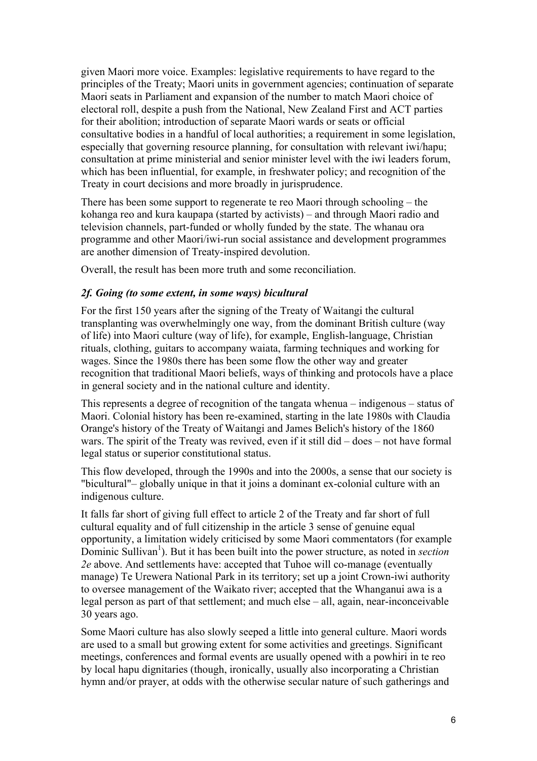given Maori more voice. Examples: legislative requirements to have regard to the principles of the Treaty; Maori units in government agencies; continuation of separate Maori seats in Parliament and expansion of the number to match Maori choice of electoral roll, despite a push from the National, New Zealand First and ACT parties for their abolition; introduction of separate Maori wards or seats or official consultative bodies in a handful of local authorities; a requirement in some legislation, especially that governing resource planning, for consultation with relevant iwi/hapu; consultation at prime ministerial and senior minister level with the iwi leaders forum, which has been influential, for example, in freshwater policy; and recognition of the Treaty in court decisions and more broadly in jurisprudence.

There has been some support to regenerate te reo Maori through schooling – the kohanga reo and kura kaupapa (started by activists) – and through Maori radio and television channels, part-funded or wholly funded by the state. The whanau ora programme and other Maori/iwi-run social assistance and development programmes are another dimension of Treaty-inspired devolution.

Overall, the result has been more truth and some reconciliation.

### *2f. Going (to some extent, in some ways) bicultural*

For the first 150 years after the signing of the Treaty of Waitangi the cultural transplanting was overwhelmingly one way, from the dominant British culture (way of life) into Maori culture (way of life), for example, English-language, Christian rituals, clothing, guitars to accompany waiata, farming techniques and working for wages. Since the 1980s there has been some flow the other way and greater recognition that traditional Maori beliefs, ways of thinking and protocols have a place in general society and in the national culture and identity.

This represents a degree of recognition of the tangata whenua – indigenous – status of Maori. Colonial history has been re-examined, starting in the late 1980s with Claudia Orange's history of the Treaty of Waitangi and James Belich's history of the 1860 wars. The spirit of the Treaty was revived, even if it still did – does – not have formal legal status or superior constitutional status.

This flow developed, through the 1990s and into the 2000s, a sense that our society is "bicultural"– globally unique in that it joins a dominant ex-colonial culture with an indigenous culture.

It falls far short of giving full effect to article 2 of the Treaty and far short of full cultural equality and of full citizenship in the article 3 sense of genuine equal opportunity, a limitation widely criticised by some Maori commentators (for example Dominic Sullivan[1]). But it has been built into the power structure, as noted in *section 2e* above. And settlements have: accepted that Tuhoe will co-manage (eventually manage) Te Urewera National Park in its territory; set up a joint Crown-iwi authority to oversee management of the Waikato river; accepted that the Whanganui awa is a legal person as part of that settlement; and much else – all, again, near-inconceivable 30 years ago.

Some Maori culture has also slowly seeped a little into general culture. Maori words are used to a small but growing extent for some activities and greetings. Significant meetings, conferences and formal events are usually opened with a powhiri in te reo by local hapu dignitaries (though, ironically, usually also incorporating a Christian hymn and/or prayer, at odds with the otherwise secular nature of such gatherings and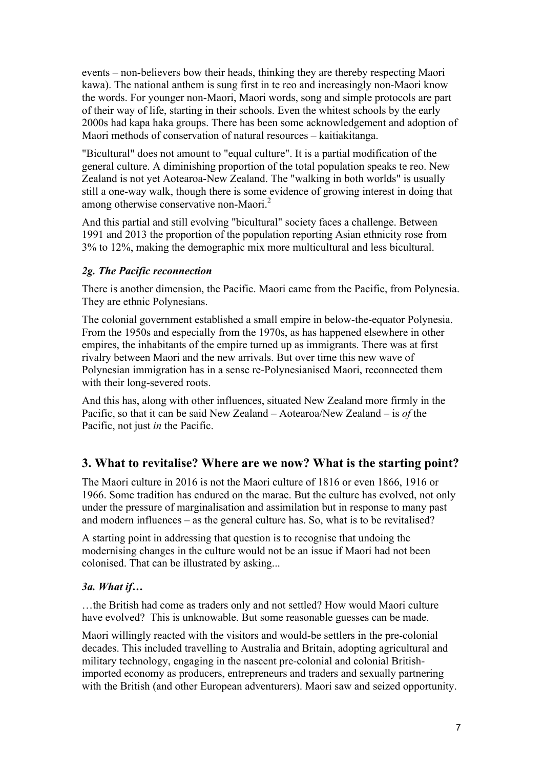events – non-believers bow their heads, thinking they are thereby respecting Maori kawa). The national anthem is sung first in te reo and increasingly non-Maori know the words. For younger non-Maori, Maori words, song and simple protocols are part of their way of life, starting in their schools. Even the whitest schools by the early 2000s had kapa haka groups. There has been some acknowledgement and adoption of Maori methods of conservation of natural resources – kaitiakitanga.

"Bicultural" does not amount to "equal culture". It is a partial modification of the general culture. A diminishing proportion of the total population speaks te reo. New Zealand is not yet Aotearoa-New Zealand. The "walking in both worlds" is usually still a one-way walk, though there is some evidence of growing interest in doing that among otherwise conservative non-Maori.[2]

And this partial and still evolving "bicultural" society faces a challenge. Between 1991 and 2013 the proportion of the population reporting Asian ethnicity rose from 3% to 12%, making the demographic mix more multicultural and less bicultural.

### *2g. The Pacific reconnection*

There is another dimension, the Pacific. Maori came from the Pacific, from Polynesia. They are ethnic Polynesians.

The colonial government established a small empire in below-the-equator Polynesia. From the 1950s and especially from the 1970s, as has happened elsewhere in other empires, the inhabitants of the empire turned up as immigrants. There was at first rivalry between Maori and the new arrivals. But over time this new wave of Polynesian immigration has in a sense re-Polynesianised Maori, reconnected them with their long-severed roots.

And this has, along with other influences, situated New Zealand more firmly in the Pacific, so that it can be said New Zealand – Aotearoa/New Zealand – is *of* the Pacific, not just *in* the Pacific.

## 3. What to revitalise? Where are we now? What is the starting point?

The Maori culture in 2016 is not the Maori culture of 1816 or even 1866, 1916 or 1966. Some tradition has endured on the marae. But the culture has evolved, not only under the pressure of marginalisation and assimilation but in response to many past and modern influences – as the general culture has. So, what is to be revitalised?

A starting point in addressing that question is to recognise that undoing the modernising changes in the culture would not be an issue if Maori had not been colonised. That can be illustrated by asking...

### *3a. What if…*

…the British had come as traders only and not settled? How would Maori culture have evolved? This is unknowable. But some reasonable guesses can be made.

Maori willingly reacted with the visitors and would-be settlers in the pre-colonial decades. This included travelling to Australia and Britain, adopting agricultural and military technology, engaging in the nascent pre-colonial and colonial British-imported economy as producers, entrepreneurs and traders and sexually partnering with the British (and other European adventurers). Maori saw and seized opportunity.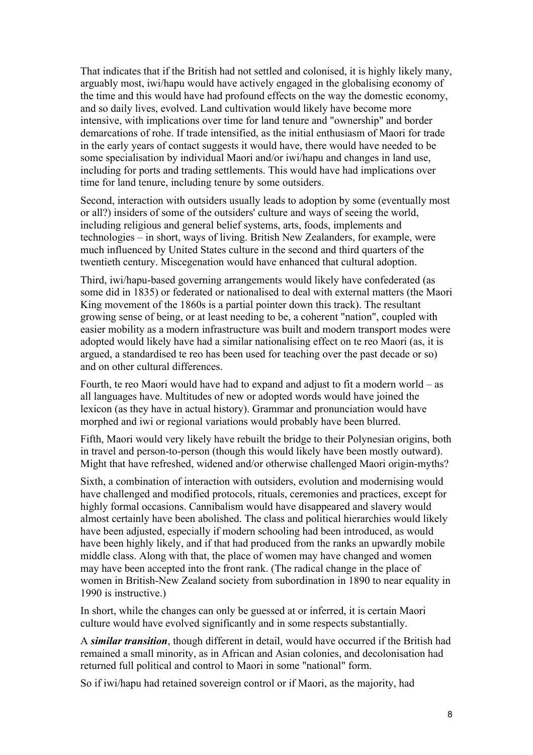That indicates that if the British had not settled and colonised, it is highly likely many, arguably most, iwi/hapu would have actively engaged in the globalising economy of the time and this would have had profound effects on the way the domestic economy, and so daily lives, evolved. Land cultivation would likely have become more intensive, with implications over time for land tenure and "ownership" and border demarcations of rohe. If trade intensified, as the initial enthusiasm of Maori for trade in the early years of contact suggests it would have, there would have needed to be some specialisation by individual Maori and/or iwi/hapu and changes in land use, including for ports and trading settlements. This would have had implications over time for land tenure, including tenure by some outsiders.

Second, interaction with outsiders usually leads to adoption by some (eventually most or all?) insiders of some of the outsiders' culture and ways of seeing the world, including religious and general belief systems, arts, foods, implements and technologies – in short, ways of living. British New Zealanders, for example, were much influenced by United States culture in the second and third quarters of the twentieth century. Miscegenation would have enhanced that cultural adoption.

Third, iwi/hapu-based governing arrangements would likely have confederated (as some did in 1835) or federated or nationalised to deal with external matters (the Maori King movement of the 1860s is a partial pointer down this track). The resultant growing sense of being, or at least needing to be, a coherent "nation", coupled with easier mobility as a modern infrastructure was built and modern transport modes were adopted would likely have had a similar nationalising effect on te reo Maori (as, it is argued, a standardised te reo has been used for teaching over the past decade or so) and on other cultural differences.

Fourth, te reo Maori would have had to expand and adjust to fit a modern world – as all languages have. Multitudes of new or adopted words would have joined the lexicon (as they have in actual history). Grammar and pronunciation would have morphed and iwi or regional variations would probably have been blurred.

Fifth, Maori would very likely have rebuilt the bridge to their Polynesian origins, both in travel and person-to-person (though this would likely have been mostly outward). Might that have refreshed, widened and/or otherwise challenged Maori origin-myths?

Sixth, a combination of interaction with outsiders, evolution and modernising would have challenged and modified protocols, rituals, ceremonies and practices, except for highly formal occasions. Cannibalism would have disappeared and slavery would almost certainly have been abolished. The class and political hierarchies would likely have been adjusted, especially if modern schooling had been introduced, as would have been highly likely, and if that had produced from the ranks an upwardly mobile middle class. Along with that, the place of women may have changed and women may have been accepted into the front rank. (The radical change in the place of women in British-New Zealand society from subordination in 1890 to near equality in 1990 is instructive.)

In short, while the changes can only be guessed at or inferred, it is certain Maori culture would have evolved significantly and in some respects substantially.

A ***similar transition***, though different in detail, would have occurred if the British had remained a small minority, as in African and Asian colonies, and decolonisation had returned full political and control to Maori in some "national" form.

So if iwi/hapu had retained sovereign control or if Maori, as the majority, had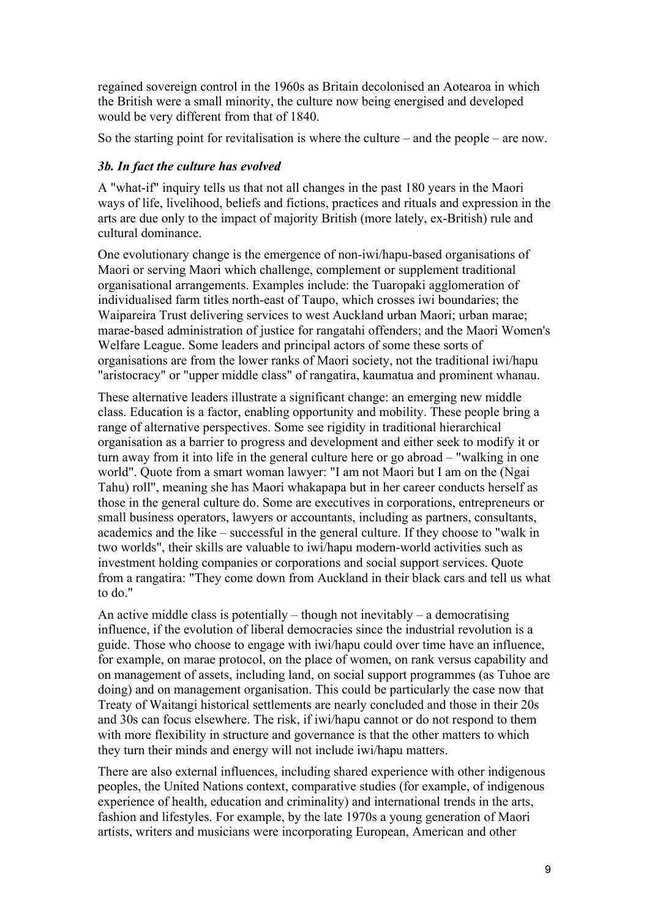regained sovereign control in the 1960s as Britain decolonised an Aotearoa in which the British were a small minority, the culture now being energised and developed would be very different from that of 1840.

So the starting point for revitalisation is where the culture – and the people – are now.

### *3b. In fact the culture has evolved*

A "what-if" inquiry tells us that not all changes in the past 180 years in the Maori ways of life, livelihood, beliefs and fictions, practices and rituals and expression in the arts are due only to the impact of majority British (more lately, ex-British) rule and cultural dominance.

One evolutionary change is the emergence of non-iwi/hapu-based organisations of Maori or serving Maori which challenge, complement or supplement traditional organisational arrangements. Examples include: the Tuaropaki agglomeration of individualised farm titles north-east of Taupo, which crosses iwi boundaries; the Waipareira Trust delivering services to west Auckland urban Maori; urban marae; marae-based administration of justice for rangatahi offenders; and the Maori Women's Welfare League. Some leaders and principal actors of some these sorts of organisations are from the lower ranks of Maori society, not the traditional iwi/hapu "aristocracy" or "upper middle class" of rangatira, kaumatua and prominent whanau.

These alternative leaders illustrate a significant change: an emerging new middle class. Education is a factor, enabling opportunity and mobility. These people bring a range of alternative perspectives. Some see rigidity in traditional hierarchical organisation as a barrier to progress and development and either seek to modify it or turn away from it into life in the general culture here or go abroad – "walking in one world". Quote from a smart woman lawyer: "I am not Maori but I am on the (Ngai Tahu) roll", meaning she has Maori whakapapa but in her career conducts herself as those in the general culture do. Some are executives in corporations, entrepreneurs or small business operators, lawyers or accountants, including as partners, consultants, academics and the like – successful in the general culture. If they choose to "walk in two worlds", their skills are valuable to iwi/hapu modern-world activities such as investment holding companies or corporations and social support services. Quote from a rangatira: "They come down from Auckland in their black cars and tell us what to do."

An active middle class is potentially – though not inevitably – a democratising influence, if the evolution of liberal democracies since the industrial revolution is a guide. Those who choose to engage with iwi/hapu could over time have an influence, for example, on marae protocol, on the place of women, on rank versus capability and on management of assets, including land, on social support programmes (as Tuhoe are doing) and on management organisation. This could be particularly the case now that Treaty of Waitangi historical settlements are nearly concluded and those in their 20s and 30s can focus elsewhere. The risk, if iwi/hapu cannot or do not respond to them with more flexibility in structure and governance is that the other matters to which they turn their minds and energy will not include iwi/hapu matters.

There are also external influences, including shared experience with other indigenous peoples, the United Nations context, comparative studies (for example, of indigenous experience of health, education and criminality) and international trends in the arts, fashion and lifestyles. For example, by the late 1970s a young generation of Maori artists, writers and musicians were incorporating European, American and other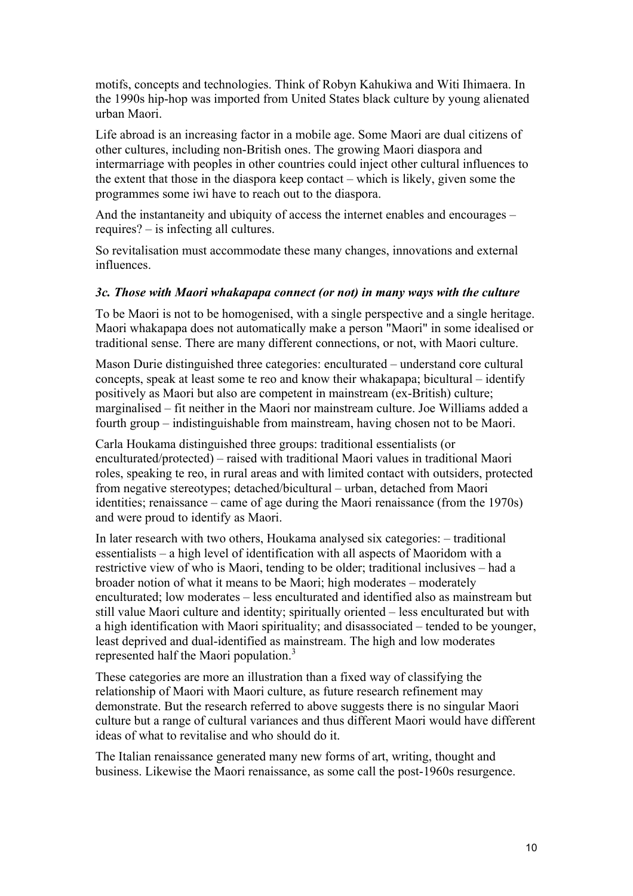motifs, concepts and technologies. Think of Robyn Kahukiwa and Witi Ihimaera. In the 1990s hip-hop was imported from United States black culture by young alienated urban Maori.

Life abroad is an increasing factor in a mobile age. Some Maori are dual citizens of other cultures, including non-British ones. The growing Maori diaspora and intermarriage with peoples in other countries could inject other cultural influences to the extent that those in the diaspora keep contact – which is likely, given some the programmes some iwi have to reach out to the diaspora.

And the instantaneity and ubiquity of access the internet enables and encourages – requires? – is infecting all cultures.

So revitalisation must accommodate these many changes, innovations and external influences.

### *3c. Those with Maori whakapapa connect (or not) in many ways with the culture*

To be Maori is not to be homogenised, with a single perspective and a single heritage. Maori whakapapa does not automatically make a person "Maori" in some idealised or traditional sense. There are many different connections, or not, with Maori culture.

Mason Durie distinguished three categories: enculturated – understand core cultural concepts, speak at least some te reo and know their whakapapa; bicultural – identify positively as Maori but also are competent in mainstream (ex-British) culture; marginalised – fit neither in the Maori nor mainstream culture. Joe Williams added a fourth group – indistinguishable from mainstream, having chosen not to be Maori.

Carla Houkama distinguished three groups: traditional essentialists (or enculturated/protected) – raised with traditional Maori values in traditional Maori roles, speaking te reo, in rural areas and with limited contact with outsiders, protected from negative stereotypes; detached/bicultural – urban, detached from Maori identities; renaissance – came of age during the Maori renaissance (from the 1970s) and were proud to identify as Maori.

In later research with two others, Houkama analysed six categories: – traditional essentialists – a high level of identification with all aspects of Maoridom with a restrictive view of who is Maori, tending to be older; traditional inclusives – had a broader notion of what it means to be Maori; high moderates – moderately enculturated; low moderates – less enculturated and identified also as mainstream but still value Maori culture and identity; spiritually oriented – less enculturated but with a high identification with Maori spirituality; and disassociated – tended to be younger, least deprived and dual-identified as mainstream. The high and low moderates represented half the Maori population.[3]

These categories are more an illustration than a fixed way of classifying the relationship of Maori with Maori culture, as future research refinement may demonstrate. But the research referred to above suggests there is no singular Maori culture but a range of cultural variances and thus different Maori would have different ideas of what to revitalise and who should do it.

The Italian renaissance generated many new forms of art, writing, thought and business. Likewise the Maori renaissance, as some call the post-1960s resurgence.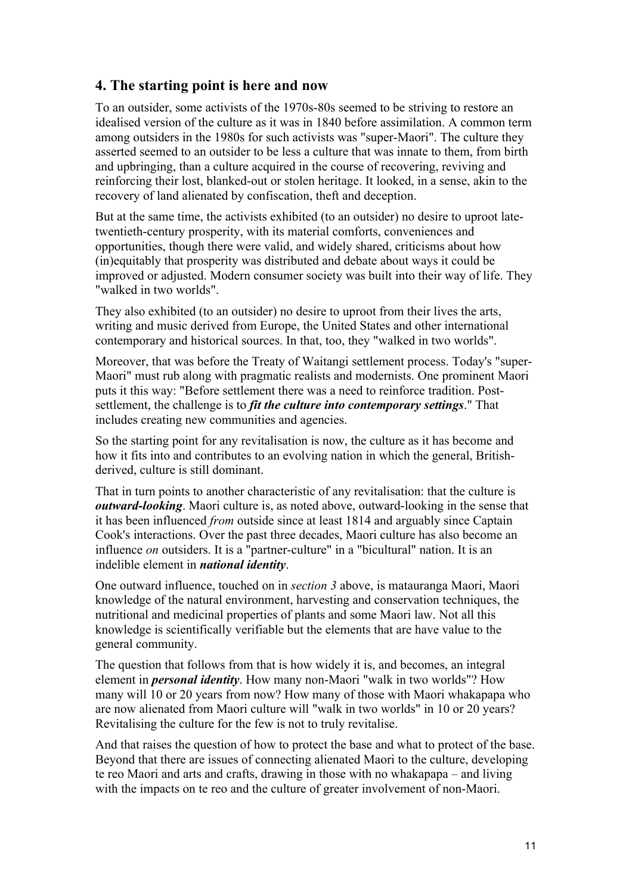## 4. The starting point is here and now

To an outsider, some activists of the 1970s-80s seemed to be striving to restore an idealised version of the culture as it was in 1840 before assimilation. A common term among outsiders in the 1980s for such activists was "super-Maori". The culture they asserted seemed to an outsider to be less a culture that was innate to them, from birth and upbringing, than a culture acquired in the course of recovering, reviving and reinforcing their lost, blanked-out or stolen heritage. It looked, in a sense, akin to the recovery of land alienated by confiscation, theft and deception.

But at the same time, the activists exhibited (to an outsider) no desire to uproot late-twentieth-century prosperity, with its material comforts, conveniences and opportunities, though there were valid, and widely shared, criticisms about how (in)equitably that prosperity was distributed and debate about ways it could be improved or adjusted. Modern consumer society was built into their way of life. They "walked in two worlds".

They also exhibited (to an outsider) no desire to uproot from their lives the arts, writing and music derived from Europe, the United States and other international contemporary and historical sources. In that, too, they "walked in two worlds".

Moreover, that was before the Treaty of Waitangi settlement process. Today's "super-Maori" must rub along with pragmatic realists and modernists. One prominent Maori puts it this way: "Before settlement there was a need to reinforce tradition. Post-settlement, the challenge is to ***fit the culture into contemporary settings***." That includes creating new communities and agencies.

So the starting point for any revitalisation is now, the culture as it has become and how it fits into and contributes to an evolving nation in which the general, British-derived, culture is still dominant.

That in turn points to another characteristic of any revitalisation: that the culture is ***outward-looking***. Maori culture is, as noted above, outward-looking in the sense that it has been influenced *from* outside since at least 1814 and arguably since Captain Cook's interactions. Over the past three decades, Maori culture has also become an influence *on* outsiders. It is a "partner-culture" in a "bicultural" nation. It is an indelible element in ***national identity***.

One outward influence, touched on in *section 3* above, is matauranga Maori, Maori knowledge of the natural environment, harvesting and conservation techniques, the nutritional and medicinal properties of plants and some Maori law. Not all this knowledge is scientifically verifiable but the elements that are have value to the general community.

The question that follows from that is how widely it is, and becomes, an integral element in ***personal identity***. How many non-Maori "walk in two worlds"? How many will 10 or 20 years from now? How many of those with Maori whakapapa who are now alienated from Maori culture will "walk in two worlds" in 10 or 20 years? Revitalising the culture for the few is not to truly revitalise.

And that raises the question of how to protect the base and what to protect of the base. Beyond that there are issues of connecting alienated Maori to the culture, developing te reo Maori and arts and crafts, drawing in those with no whakapapa – and living with the impacts on te reo and the culture of greater involvement of non-Maori.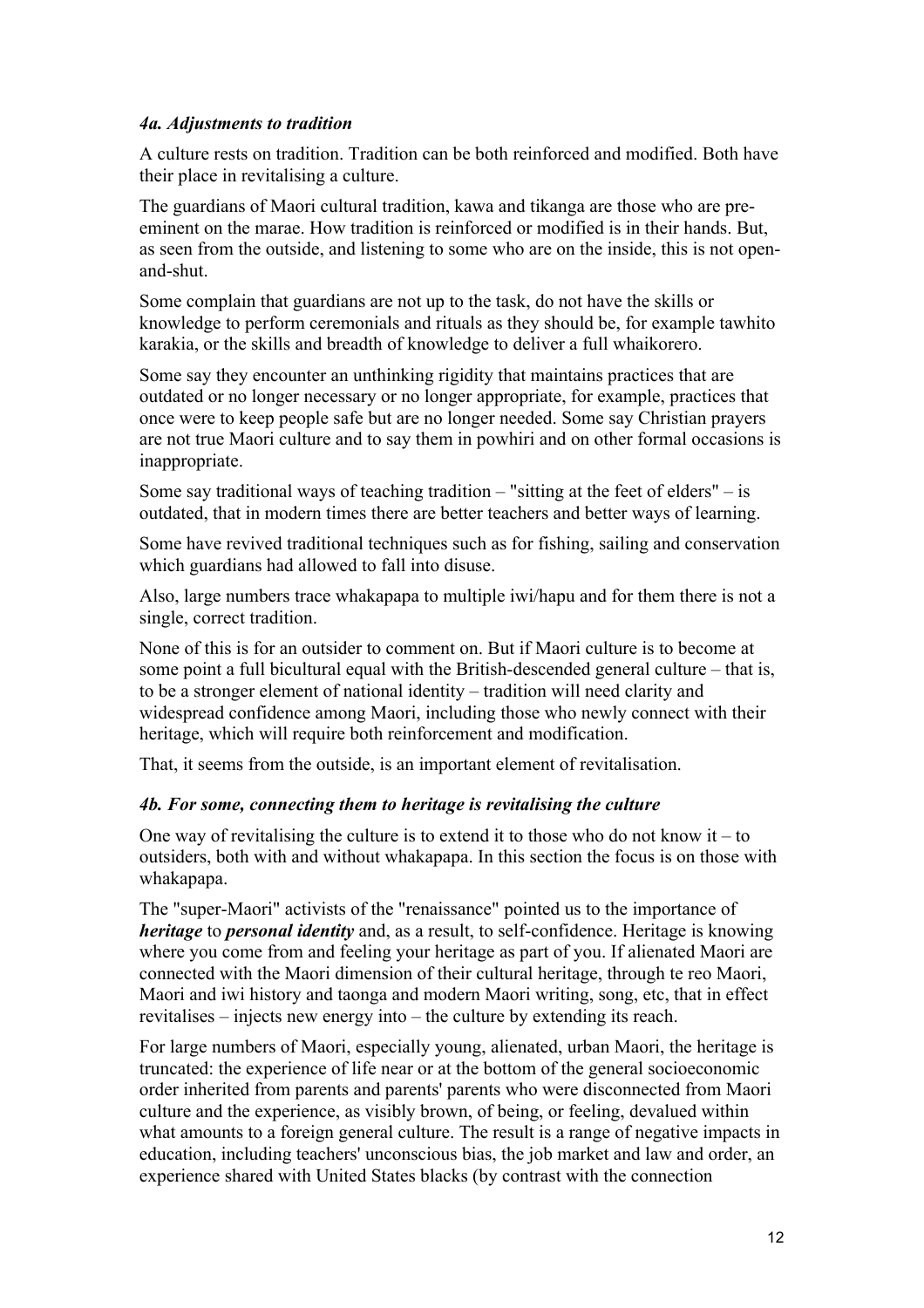#### *4a. Adjustments to tradition*

A culture rests on tradition. Tradition can be both reinforced and modified. Both have their place in revitalising a culture.

The guardians of Maori cultural tradition, kawa and tikanga are those who are pre-eminent on the marae. How tradition is reinforced or modified is in their hands. But, as seen from the outside, and listening to some who are on the inside, this is not open-and-shut.

Some complain that guardians are not up to the task, do not have the skills or knowledge to perform ceremonials and rituals as they should be, for example tawhito karakia, or the skills and breadth of knowledge to deliver a full whaikorero.

Some say they encounter an unthinking rigidity that maintains practices that are outdated or no longer necessary or no longer appropriate, for example, practices that once were to keep people safe but are no longer needed. Some say Christian prayers are not true Maori culture and to say them in powhiri and on other formal occasions is inappropriate.

Some say traditional ways of teaching tradition – "sitting at the feet of elders" – is outdated, that in modern times there are better teachers and better ways of learning.

Some have revived traditional techniques such as for fishing, sailing and conservation which guardians had allowed to fall into disuse.

Also, large numbers trace whakapapa to multiple iwi/hapu and for them there is not a single, correct tradition.

None of this is for an outsider to comment on. But if Maori culture is to become at some point a full bicultural equal with the British-descended general culture – that is, to be a stronger element of national identity – tradition will need clarity and widespread confidence among Maori, including those who newly connect with their heritage, which will require both reinforcement and modification.

That, it seems from the outside, is an important element of revitalisation.

#### *4b. For some, connecting them to heritage is revitalising the culture*

One way of revitalising the culture is to extend it to those who do not know it – to outsiders, both with and without whakapapa. In this section the focus is on those with whakapapa.

The "super-Maori" activists of the "renaissance" pointed us to the importance of ***heritage*** to ***personal identity*** and, as a result, to self-confidence. Heritage is knowing where you come from and feeling your heritage as part of you. If alienated Maori are connected with the Maori dimension of their cultural heritage, through te reo Maori, Maori and iwi history and taonga and modern Maori writing, song, etc, that in effect revitalises – injects new energy into – the culture by extending its reach.

For large numbers of Maori, especially young, alienated, urban Maori, the heritage is truncated: the experience of life near or at the bottom of the general socioeconomic order inherited from parents and parents' parents who were disconnected from Maori culture and the experience, as visibly brown, of being, or feeling, devalued within what amounts to a foreign general culture. The result is a range of negative impacts in education, including teachers' unconscious bias, the job market and law and order, an experience shared with United States blacks (by contrast with the connection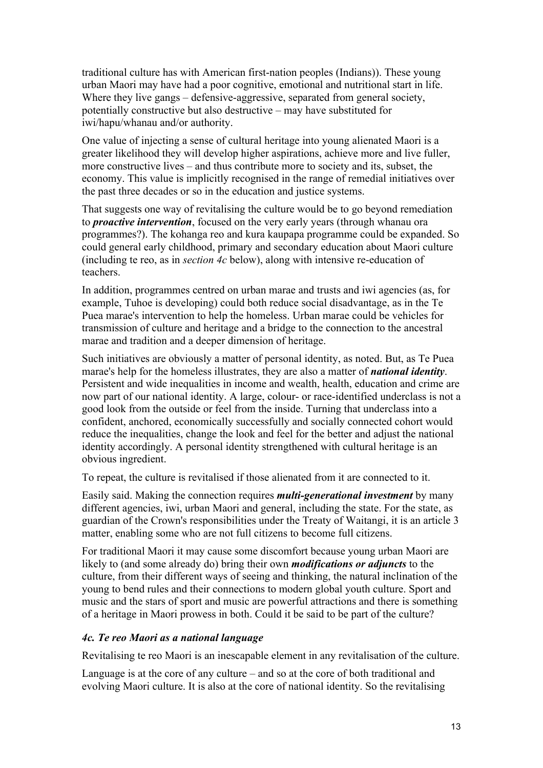traditional culture has with American first-nation peoples (Indians)). These young urban Maori may have had a poor cognitive, emotional and nutritional start in life. Where they live gangs – defensive-aggressive, separated from general society, potentially constructive but also destructive – may have substituted for iwi/hapu/whanau and/or authority.

One value of injecting a sense of cultural heritage into young alienated Maori is a greater likelihood they will develop higher aspirations, achieve more and live fuller, more constructive lives – and thus contribute more to society and its, subset, the economy. This value is implicitly recognised in the range of remedial initiatives over the past three decades or so in the education and justice systems.

That suggests one way of revitalising the culture would be to go beyond remediation to ***proactive intervention***, focused on the very early years (through whanau ora programmes?). The kohanga reo and kura kaupapa programme could be expanded. So could general early childhood, primary and secondary education about Maori culture (including te reo, as in *section 4c* below), along with intensive re-education of teachers.

In addition, programmes centred on urban marae and trusts and iwi agencies (as, for example, Tuhoe is developing) could both reduce social disadvantage, as in the Te Puea marae's intervention to help the homeless. Urban marae could be vehicles for transmission of culture and heritage and a bridge to the connection to the ancestral marae and tradition and a deeper dimension of heritage.

Such initiatives are obviously a matter of personal identity, as noted. But, as Te Puea marae's help for the homeless illustrates, they are also a matter of ***national identity***. Persistent and wide inequalities in income and wealth, health, education and crime are now part of our national identity. A large, colour- or race-identified underclass is not a good look from the outside or feel from the inside. Turning that underclass into a confident, anchored, economically successfully and socially connected cohort would reduce the inequalities, change the look and feel for the better and adjust the national identity accordingly. A personal identity strengthened with cultural heritage is an obvious ingredient.

To repeat, the culture is revitalised if those alienated from it are connected to it.

Easily said. Making the connection requires ***multi-generational investment*** by many different agencies, iwi, urban Maori and general, including the state. For the state, as guardian of the Crown's responsibilities under the Treaty of Waitangi, it is an article 3 matter, enabling some who are not full citizens to become full citizens.

For traditional Maori it may cause some discomfort because young urban Maori are likely to (and some already do) bring their own ***modifications or adjuncts*** to the culture, from their different ways of seeing and thinking, the natural inclination of the young to bend rules and their connections to modern global youth culture. Sport and music and the stars of sport and music are powerful attractions and there is something of a heritage in Maori prowess in both. Could it be said to be part of the culture?

### *4c. Te reo Maori as a national language*

Revitalising te reo Maori is an inescapable element in any revitalisation of the culture.

Language is at the core of any culture – and so at the core of both traditional and evolving Maori culture. It is also at the core of national identity. So the revitalising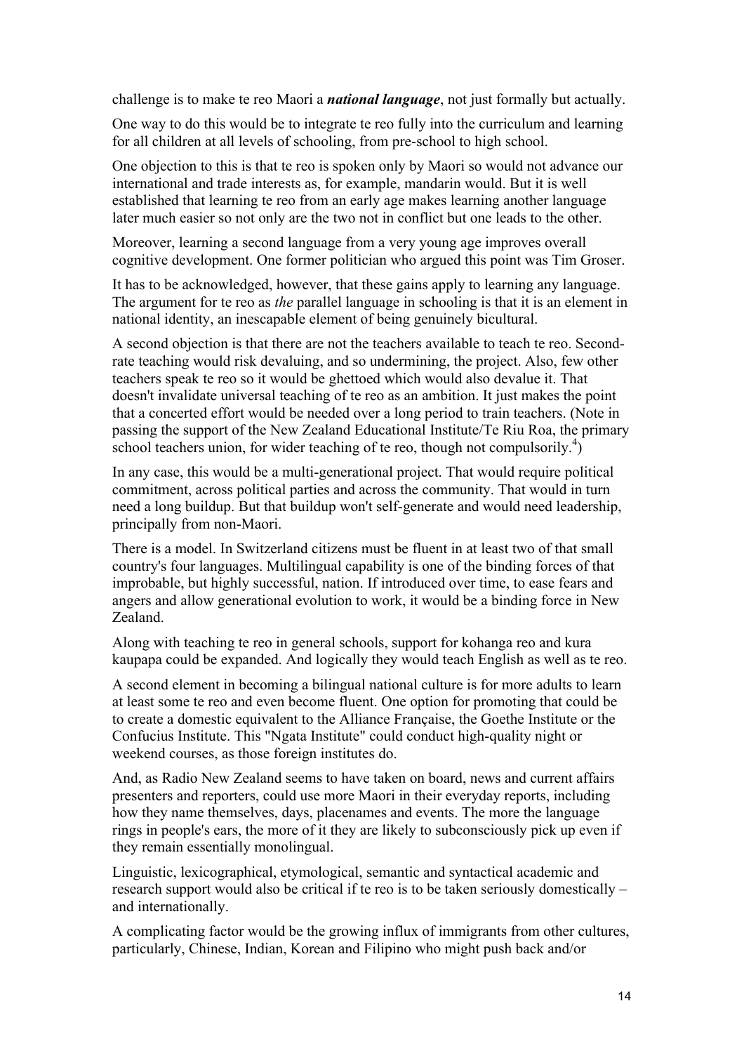challenge is to make te reo Maori a ***national language***, not just formally but actually.

One way to do this would be to integrate te reo fully into the curriculum and learning for all children at all levels of schooling, from pre-school to high school.

One objection to this is that te reo is spoken only by Maori so would not advance our international and trade interests as, for example, mandarin would. But it is well established that learning te reo from an early age makes learning another language later much easier so not only are the two not in conflict but one leads to the other.

Moreover, learning a second language from a very young age improves overall cognitive development. One former politician who argued this point was Tim Groser.

It has to be acknowledged, however, that these gains apply to learning any language. The argument for te reo as *the* parallel language in schooling is that it is an element in national identity, an inescapable element of being genuinely bicultural.

A second objection is that there are not the teachers available to teach te reo. Second-rate teaching would risk devaluing, and so undermining, the project. Also, few other teachers speak te reo so it would be ghettoed which would also devalue it. That doesn't invalidate universal teaching of te reo as an ambition. It just makes the point that a concerted effort would be needed over a long period to train teachers. (Note in passing the support of the New Zealand Educational Institute/Te Riu Roa, the primary school teachers union, for wider teaching of te reo, though not compulsorily.[4])

In any case, this would be a multi-generational project. That would require political commitment, across political parties and across the community. That would in turn need a long buildup. But that buildup won't self-generate and would need leadership, principally from non-Maori.

There is a model. In Switzerland citizens must be fluent in at least two of that small country's four languages. Multilingual capability is one of the binding forces of that improbable, but highly successful, nation. If introduced over time, to ease fears and angers and allow generational evolution to work, it would be a binding force in New Zealand.

Along with teaching te reo in general schools, support for kohanga reo and kura kaupapa could be expanded. And logically they would teach English as well as te reo.

A second element in becoming a bilingual national culture is for more adults to learn at least some te reo and even become fluent. One option for promoting that could be to create a domestic equivalent to the Alliance Française, the Goethe Institute or the Confucius Institute. This "Ngata Institute" could conduct high-quality night or weekend courses, as those foreign institutes do.

And, as Radio New Zealand seems to have taken on board, news and current affairs presenters and reporters, could use more Maori in their everyday reports, including how they name themselves, days, placenames and events. The more the language rings in people's ears, the more of it they are likely to subconsciously pick up even if they remain essentially monolingual.

Linguistic, lexicographical, etymological, semantic and syntactical academic and research support would also be critical if te reo is to be taken seriously domestically – and internationally.

A complicating factor would be the growing influx of immigrants from other cultures, particularly, Chinese, Indian, Korean and Filipino who might push back and/or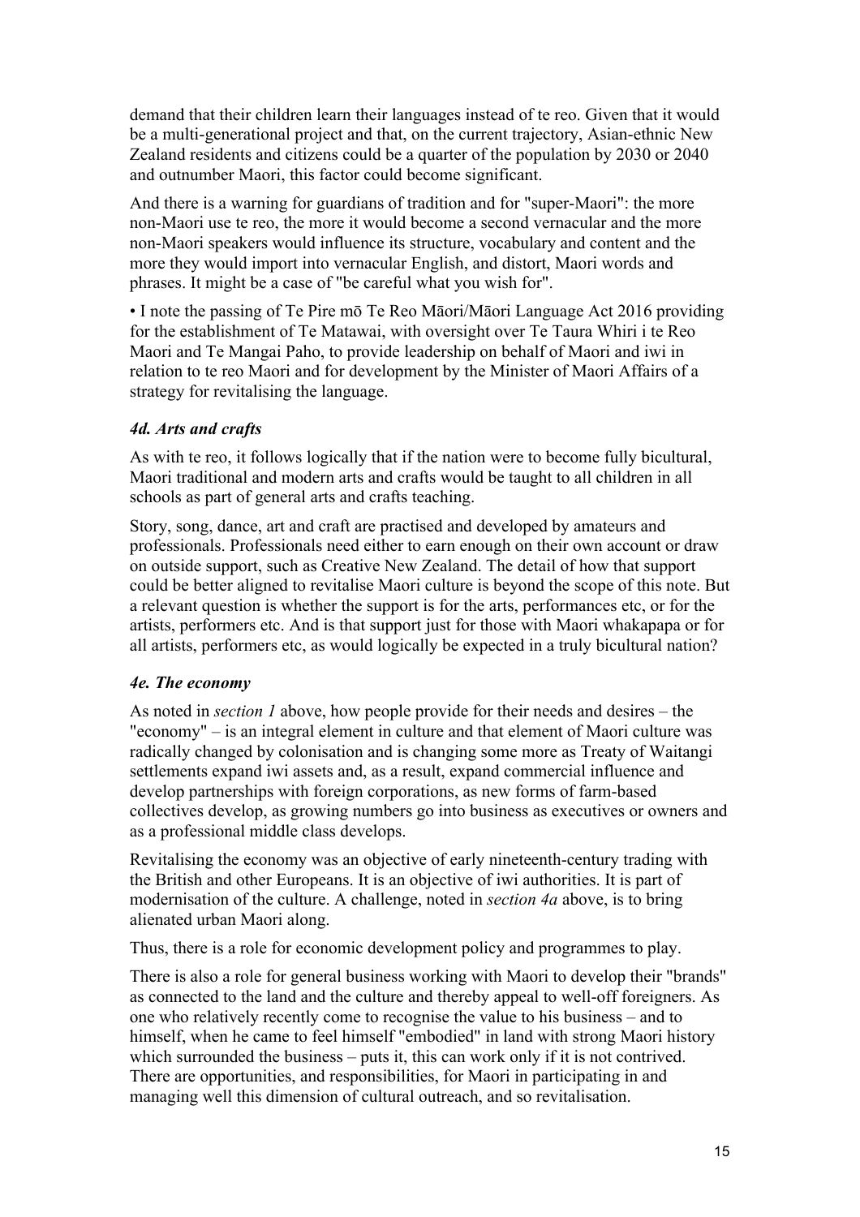demand that their children learn their languages instead of te reo. Given that it would be a multi-generational project and that, on the current trajectory, Asian-ethnic New Zealand residents and citizens could be a quarter of the population by 2030 or 2040 and outnumber Maori, this factor could become significant.

And there is a warning for guardians of tradition and for "super-Maori": the more non-Maori use te reo, the more it would become a second vernacular and the more non-Maori speakers would influence its structure, vocabulary and content and the more they would import into vernacular English, and distort, Maori words and phrases. It might be a case of "be careful what you wish for".

• I note the passing of Te Pire mō Te Reo Māori/Māori Language Act 2016 providing for the establishment of Te Matawai, with oversight over Te Taura Whiri i te Reo Maori and Te Mangai Paho, to provide leadership on behalf of Maori and iwi in relation to te reo Maori and for development by the Minister of Maori Affairs of a strategy for revitalising the language.

### *4d. Arts and crafts*

As with te reo, it follows logically that if the nation were to become fully bicultural, Maori traditional and modern arts and crafts would be taught to all children in all schools as part of general arts and crafts teaching.

Story, song, dance, art and craft are practised and developed by amateurs and professionals. Professionals need either to earn enough on their own account or draw on outside support, such as Creative New Zealand. The detail of how that support could be better aligned to revitalise Maori culture is beyond the scope of this note. But a relevant question is whether the support is for the arts, performances etc, or for the artists, performers etc. And is that support just for those with Maori whakapapa or for all artists, performers etc, as would logically be expected in a truly bicultural nation?

### *4e. The economy*

As noted in *section 1* above, how people provide for their needs and desires – the "economy" – is an integral element in culture and that element of Maori culture was radically changed by colonisation and is changing some more as Treaty of Waitangi settlements expand iwi assets and, as a result, expand commercial influence and develop partnerships with foreign corporations, as new forms of farm-based collectives develop, as growing numbers go into business as executives or owners and as a professional middle class develops.

Revitalising the economy was an objective of early nineteenth-century trading with the British and other Europeans. It is an objective of iwi authorities. It is part of modernisation of the culture. A challenge, noted in *section 4a* above, is to bring alienated urban Maori along.

Thus, there is a role for economic development policy and programmes to play.

There is also a role for general business working with Maori to develop their "brands" as connected to the land and the culture and thereby appeal to well-off foreigners. As one who relatively recently come to recognise the value to his business – and to himself, when he came to feel himself "embodied" in land with strong Maori history which surrounded the business – puts it, this can work only if it is not contrived. There are opportunities, and responsibilities, for Maori in participating in and managing well this dimension of cultural outreach, and so revitalisation.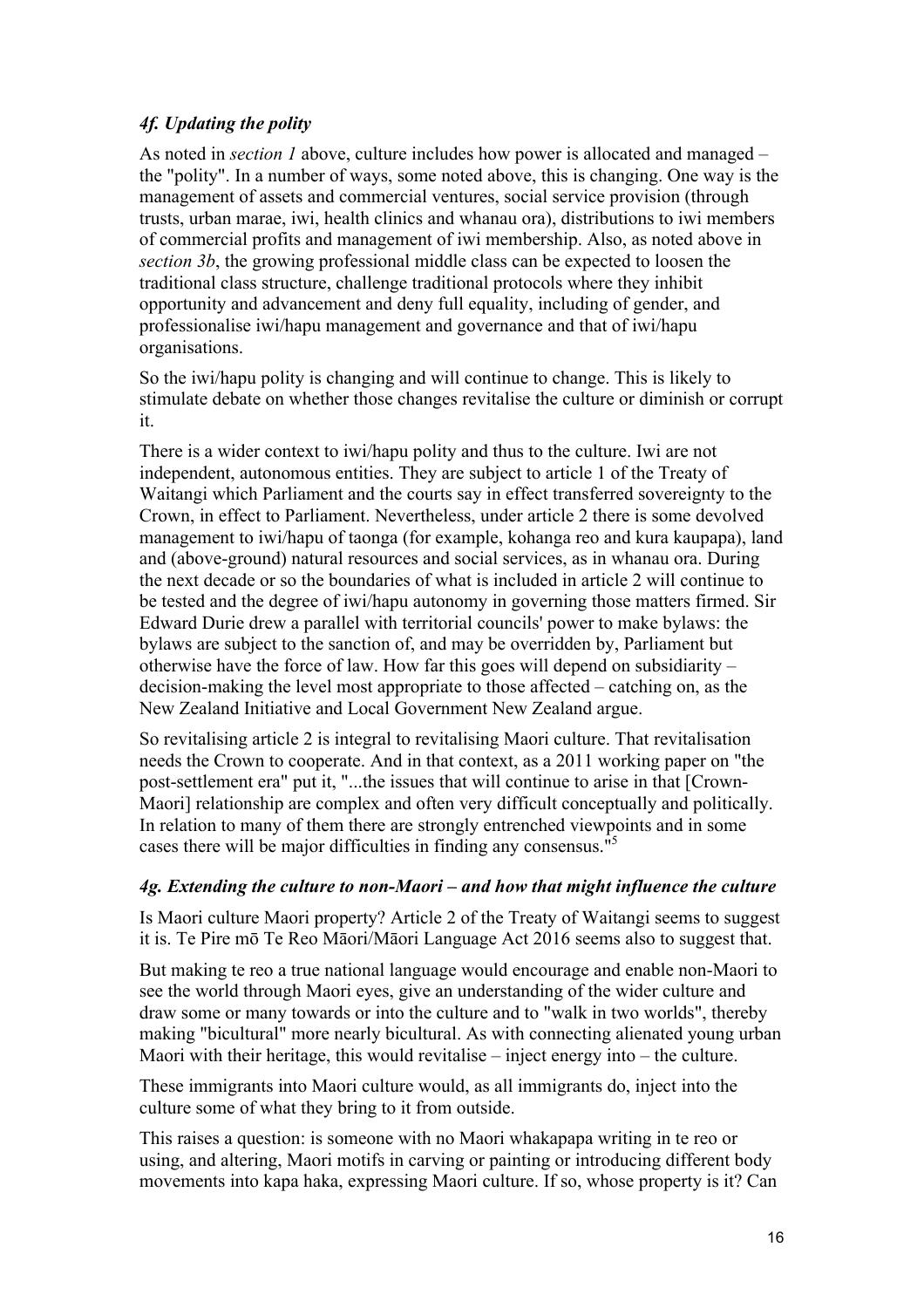### *4f. Updating the polity*

As noted in *section 1* above, culture includes how power is allocated and managed – the "polity". In a number of ways, some noted above, this is changing. One way is the management of assets and commercial ventures, social service provision (through trusts, urban marae, iwi, health clinics and whanau ora), distributions to iwi members of commercial profits and management of iwi membership. Also, as noted above in *section 3b*, the growing professional middle class can be expected to loosen the traditional class structure, challenge traditional protocols where they inhibit opportunity and advancement and deny full equality, including of gender, and professionalise iwi/hapu management and governance and that of iwi/hapu organisations.

So the iwi/hapu polity is changing and will continue to change. This is likely to stimulate debate on whether those changes revitalise the culture or diminish or corrupt it.

There is a wider context to iwi/hapu polity and thus to the culture. Iwi are not independent, autonomous entities. They are subject to article 1 of the Treaty of Waitangi which Parliament and the courts say in effect transferred sovereignty to the Crown, in effect to Parliament. Nevertheless, under article 2 there is some devolved management to iwi/hapu of taonga (for example, kohanga reo and kura kaupapa), land and (above-ground) natural resources and social services, as in whanau ora. During the next decade or so the boundaries of what is included in article 2 will continue to be tested and the degree of iwi/hapu autonomy in governing those matters firmed. Sir Edward Durie drew a parallel with territorial councils' power to make bylaws: the bylaws are subject to the sanction of, and may be overridden by, Parliament but otherwise have the force of law. How far this goes will depend on subsidiarity – decision-making the level most appropriate to those affected – catching on, as the New Zealand Initiative and Local Government New Zealand argue.

So revitalising article 2 is integral to revitalising Maori culture. That revitalisation needs the Crown to cooperate. And in that context, as a 2011 working paper on "the post-settlement era" put it, "...the issues that will continue to arise in that [Crown-Maori] relationship are complex and often very difficult conceptually and politically. In relation to many of them there are strongly entrenched viewpoints and in some cases there will be major difficulties in finding any consensus."[5]

### *4g. Extending the culture to non-Maori – and how that might influence the culture*

Is Maori culture Maori property? Article 2 of the Treaty of Waitangi seems to suggest it is. Te Pire mō Te Reo Māori/Māori Language Act 2016 seems also to suggest that.

But making te reo a true national language would encourage and enable non-Maori to see the world through Maori eyes, give an understanding of the wider culture and draw some or many towards or into the culture and to "walk in two worlds", thereby making "bicultural" more nearly bicultural. As with connecting alienated young urban Maori with their heritage, this would revitalise – inject energy into – the culture.

These immigrants into Maori culture would, as all immigrants do, inject into the culture some of what they bring to it from outside.

This raises a question: is someone with no Maori whakapapa writing in te reo or using, and altering, Maori motifs in carving or painting or introducing different body movements into kapa haka, expressing Maori culture. If so, whose property is it? Can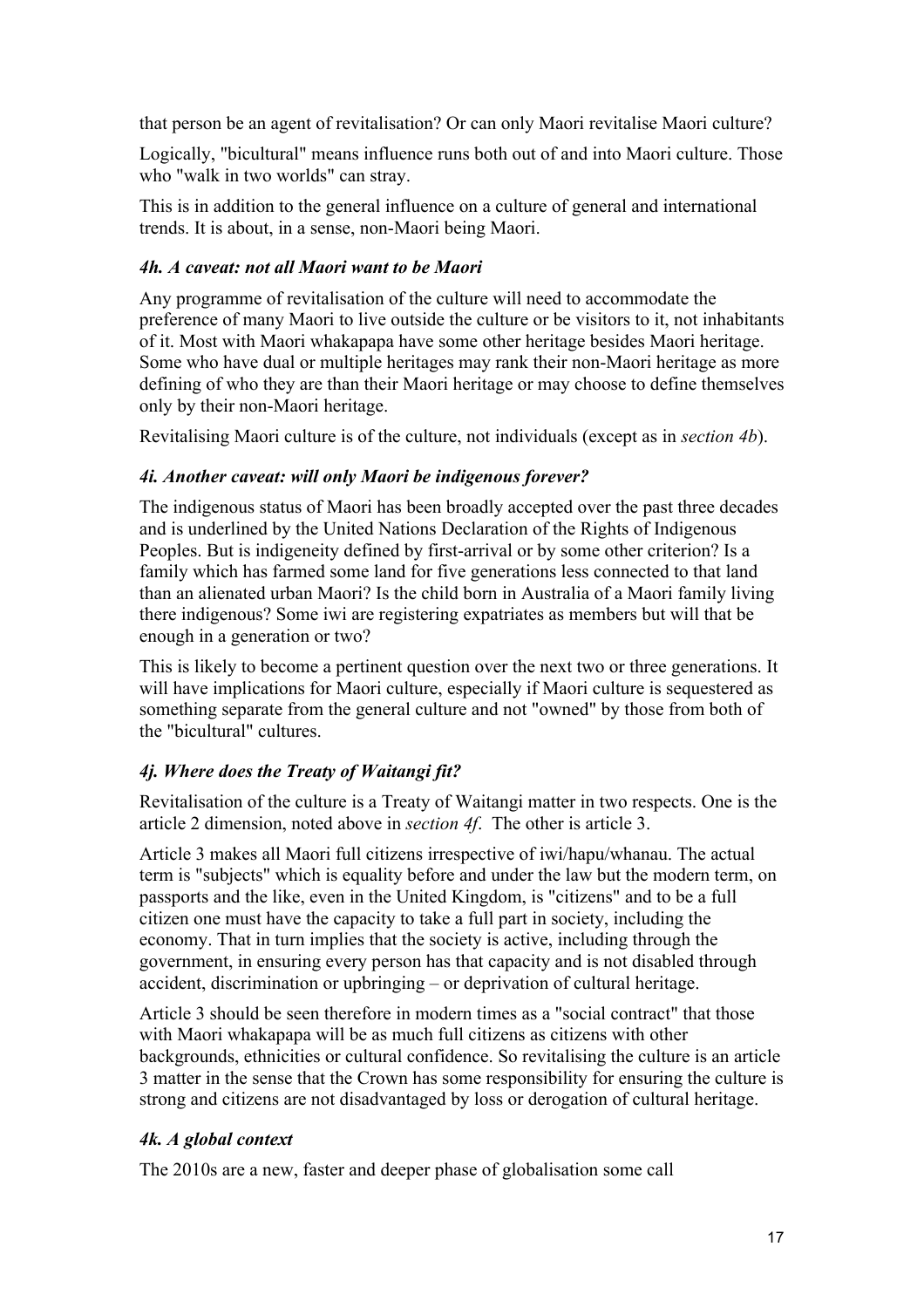that person be an agent of revitalisation? Or can only Maori revitalise Maori culture?

Logically, "bicultural" means influence runs both out of and into Maori culture. Those who "walk in two worlds" can stray.

This is in addition to the general influence on a culture of general and international trends. It is about, in a sense, non-Maori being Maori.

### *4h. A caveat: not all Maori want to be Maori*

Any programme of revitalisation of the culture will need to accommodate the preference of many Maori to live outside the culture or be visitors to it, not inhabitants of it. Most with Maori whakapapa have some other heritage besides Maori heritage. Some who have dual or multiple heritages may rank their non-Maori heritage as more defining of who they are than their Maori heritage or may choose to define themselves only by their non-Maori heritage.

Revitalising Maori culture is of the culture, not individuals (except as in *section 4b*).

### *4i. Another caveat: will only Maori be indigenous forever?*

The indigenous status of Maori has been broadly accepted over the past three decades and is underlined by the United Nations Declaration of the Rights of Indigenous Peoples. But is indigeneity defined by first-arrival or by some other criterion? Is a family which has farmed some land for five generations less connected to that land than an alienated urban Maori? Is the child born in Australia of a Maori family living there indigenous? Some iwi are registering expatriates as members but will that be enough in a generation or two?

This is likely to become a pertinent question over the next two or three generations. It will have implications for Maori culture, especially if Maori culture is sequestered as something separate from the general culture and not "owned" by those from both of the "bicultural" cultures.

### *4j. Where does the Treaty of Waitangi fit?*

Revitalisation of the culture is a Treaty of Waitangi matter in two respects. One is the article 2 dimension, noted above in *section 4f*. The other is article 3.

Article 3 makes all Maori full citizens irrespective of iwi/hapu/whanau. The actual term is "subjects" which is equality before and under the law but the modern term, on passports and the like, even in the United Kingdom, is "citizens" and to be a full citizen one must have the capacity to take a full part in society, including the economy. That in turn implies that the society is active, including through the government, in ensuring every person has that capacity and is not disabled through accident, discrimination or upbringing – or deprivation of cultural heritage.

Article 3 should be seen therefore in modern times as a "social contract" that those with Maori whakapapa will be as much full citizens as citizens with other backgrounds, ethnicities or cultural confidence. So revitalising the culture is an article 3 matter in the sense that the Crown has some responsibility for ensuring the culture is strong and citizens are not disadvantaged by loss or derogation of cultural heritage.

### *4k. A global context*

The 2010s are a new, faster and deeper phase of globalisation some call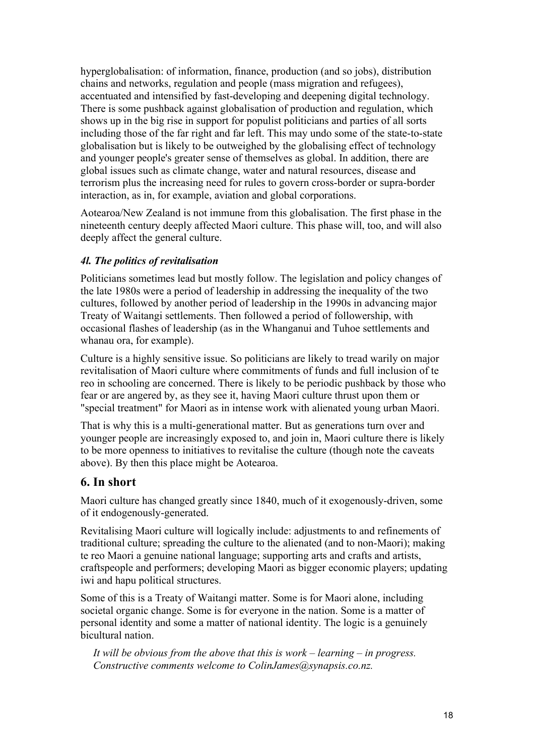hyperglobalisation: of information, finance, production (and so jobs), distribution chains and networks, regulation and people (mass migration and refugees), accentuated and intensified by fast-developing and deepening digital technology. There is some pushback against globalisation of production and regulation, which shows up in the big rise in support for populist politicians and parties of all sorts including those of the far right and far left. This may undo some of the state-to-state globalisation but is likely to be outweighed by the globalising effect of technology and younger people's greater sense of themselves as global. In addition, there are global issues such as climate change, water and natural resources, disease and terrorism plus the increasing need for rules to govern cross-border or supra-border interaction, as in, for example, aviation and global corporations.

Aotearoa/New Zealand is not immune from this globalisation. The first phase in the nineteenth century deeply affected Maori culture. This phase will, too, and will also deeply affect the general culture.

#### *4l. The politics of revitalisation*

Politicians sometimes lead but mostly follow. The legislation and policy changes of the late 1980s were a period of leadership in addressing the inequality of the two cultures, followed by another period of leadership in the 1990s in advancing major Treaty of Waitangi settlements. Then followed a period of followership, with occasional flashes of leadership (as in the Whanganui and Tuhoe settlements and whanau ora, for example).

Culture is a highly sensitive issue. So politicians are likely to tread warily on major revitalisation of Maori culture where commitments of funds and full inclusion of te reo in schooling are concerned. There is likely to be periodic pushback by those who fear or are angered by, as they see it, having Maori culture thrust upon them or "special treatment" for Maori as in intense work with alienated young urban Maori.

That is why this is a multi-generational matter. But as generations turn over and younger people are increasingly exposed to, and join in, Maori culture there is likely to be more openness to initiatives to revitalise the culture (though note the caveats above). By then this place might be Aotearoa.

## 6. In short

Maori culture has changed greatly since 1840, much of it exogenously-driven, some of it endogenously-generated.

Revitalising Maori culture will logically include: adjustments to and refinements of traditional culture; spreading the culture to the alienated (and to non-Maori); making te reo Maori a genuine national language; supporting arts and crafts and artists, craftspeople and performers; developing Maori as bigger economic players; updating iwi and hapu political structures.

Some of this is a Treaty of Waitangi matter. Some is for Maori alone, including societal organic change. Some is for everyone in the nation. Some is a matter of personal identity and some a matter of national identity. The logic is a genuinely bicultural nation.

> *It will be obvious from the above that this is work – learning – in progress. Constructive comments welcome to ColinJames@synapsis.co.nz.*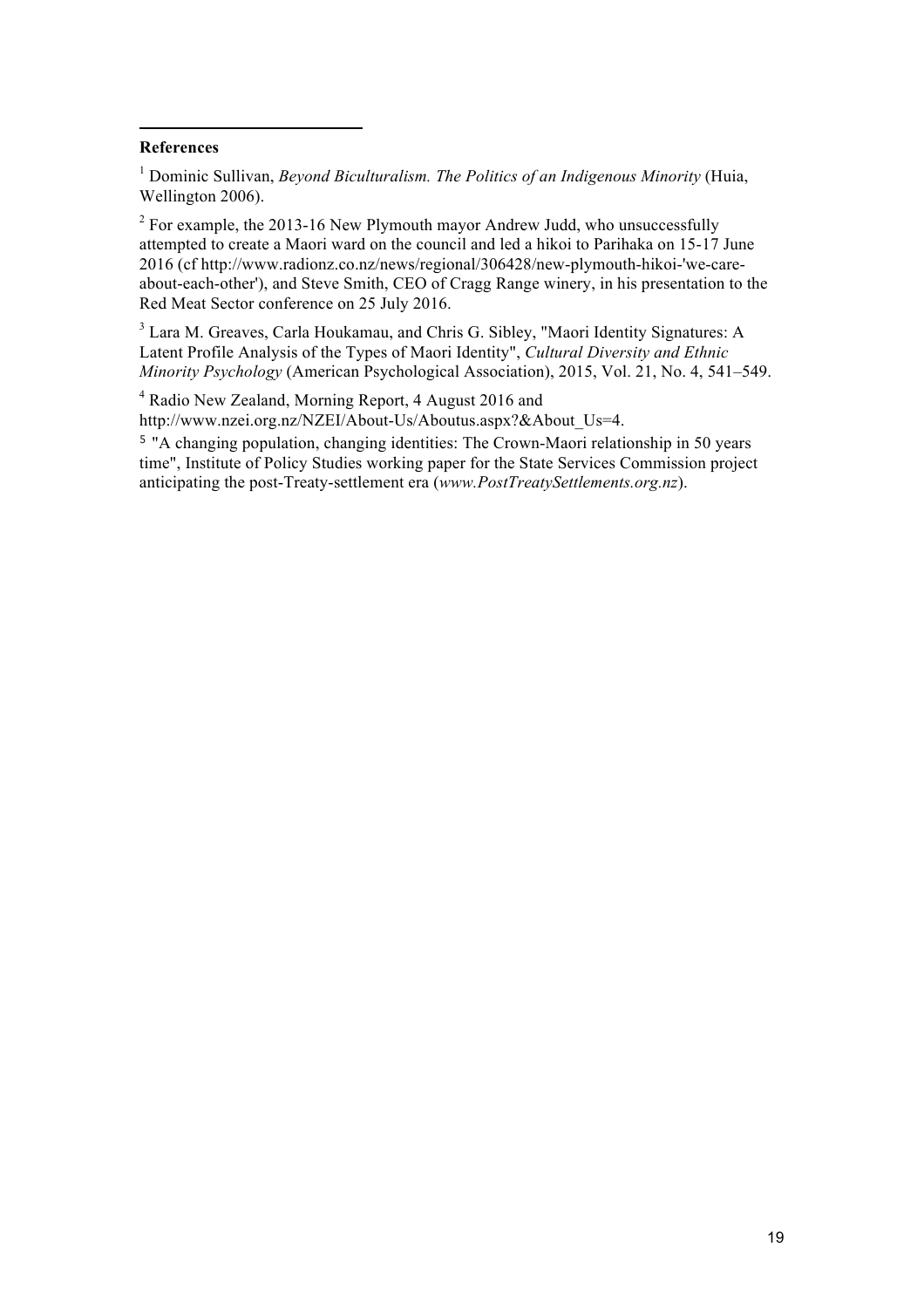**References**

[1] Dominic Sullivan, *Beyond Biculturalism. The Politics of an Indigenous Minority* (Huia, Wellington 2006).

[2] For example, the 2013-16 New Plymouth mayor Andrew Judd, who unsuccessfully attempted to create a Maori ward on the council and led a hikoi to Parihaka on 15-17 June 2016 (cf http://www.radionz.co.nz/news/regional/306428/new-plymouth-hikoi-'we-care-about-each-other'), and Steve Smith, CEO of Cragg Range winery, in his presentation to the Red Meat Sector conference on 25 July 2016.

[3] Lara M. Greaves, Carla Houkamau, and Chris G. Sibley, "Maori Identity Signatures: A Latent Profile Analysis of the Types of Maori Identity", *Cultural Diversity and Ethnic Minority Psychology* (American Psychological Association), 2015, Vol. 21, No. 4, 541–549.

[4] Radio New Zealand, Morning Report, 4 August 2016 and http://www.nzei.org.nz/NZEI/About-Us/Aboutus.aspx?&About_Us=4.

[5] "A changing population, changing identities: The Crown-Maori relationship in 50 years time", Institute of Policy Studies working paper for the State Services Commission project anticipating the post-Treaty-settlement era (*www.PostTreatySettlements.org.nz*).